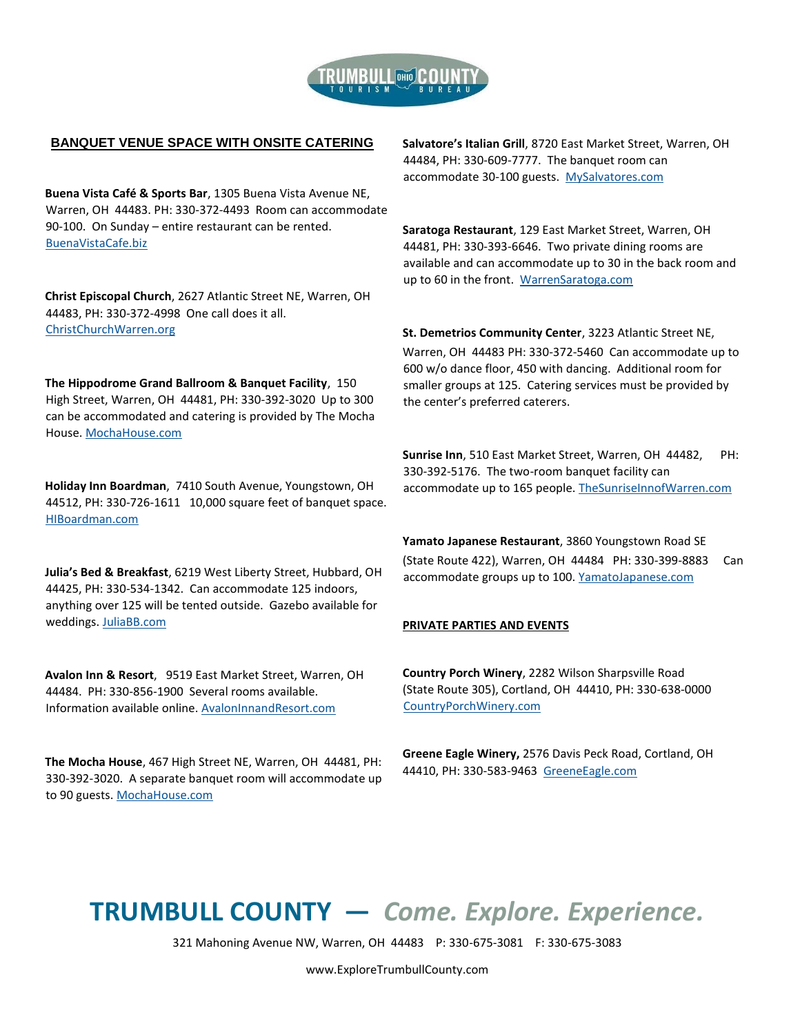# TRUMBULL COUNTY TOURISM BUREAU

## BANQUET VENUE SPACE WITH ONSITE CATERING

**Buena Vista Café & Sports Bar**, 1305 Buena Vista Avenue NE, Warren, OH 44483. PH: 330-372-4493 Room can accommodate 90-100. On Sunday – entire restaurant can be rented. BuenaVistaCafe.biz

**Christ Episcopal Church**, 2627 Atlantic Street NE, Warren, OH 44483, PH: 330-372-4998 One call does it all. ChristChurchWarren.org

**The Hippodrome Grand Ballroom & Banquet Facility**, 150 High Street, Warren, OH 44481, PH: 330-392-3020 Up to 300 can be accommodated and catering is provided by The Mocha House. MochaHouse.com

**Holiday Inn Boardman**, 7410 South Avenue, Youngstown, OH 44512, PH: 330-726-1611 10,000 square feet of banquet space. HIBoardman.com

**Julia's Bed & Breakfast**, 6219 West Liberty Street, Hubbard, OH 44425, PH: 330-534-1342. Can accommodate 125 indoors, anything over 125 will be tented outside. Gazebo available for weddings. JuliaBB.com

**Avalon Inn & Resort**, 9519 East Market Street, Warren, OH 44484. PH: 330-856-1900 Several rooms available. Information available online. AvalonInnandResort.com

**The Mocha House**, 467 High Street NE, Warren, OH 44481, PH: 330-392-3020. A separate banquet room will accommodate up to 90 guests. MochaHouse.com

**Salvatore's Italian Grill**, 8720 East Market Street, Warren, OH 44484, PH: 330-609-7777. The banquet room can accommodate 30-100 guests. MySalvatores.com

**Saratoga Restaurant**, 129 East Market Street, Warren, OH 44481, PH: 330-393-6646. Two private dining rooms are available and can accommodate up to 30 in the back room and up to 60 in the front. WarrenSaratoga.com

**St. Demetrios Community Center**, 3223 Atlantic Street NE, Warren, OH 44483 PH: 330-372-5460 Can accommodate up to 600 w/o dance floor, 450 with dancing. Additional room for smaller groups at 125. Catering services must be provided by the center's preferred caterers.

**Sunrise Inn**, 510 East Market Street, Warren, OH 44482, PH: 330-392-5176. The two-room banquet facility can accommodate up to 165 people. TheSunriseInnofWarren.com

**Yamato Japanese Restaurant**, 3860 Youngstown Road SE (State Route 422), Warren, OH 44484 PH: 330-399-8883 Can accommodate groups up to 100. YamatoJapanese.com

## PRIVATE PARTIES AND EVENTS

**Country Porch Winery**, 2282 Wilson Sharpsville Road (State Route 305), Cortland, OH 44410, PH: 330-638-0000 CountryPorchWinery.com

**Greene Eagle Winery,** 2576 Davis Peck Road, Cortland, OH 44410, PH: 330-583-9463 GreeneEagle.com

**TRUMBULL COUNTY — *Come. Explore. Experience.***

321 Mahoning Avenue NW, Warren, OH 44483 P: 330-675-3081 F: 330-675-3083

www.ExploreTrumbullCounty.com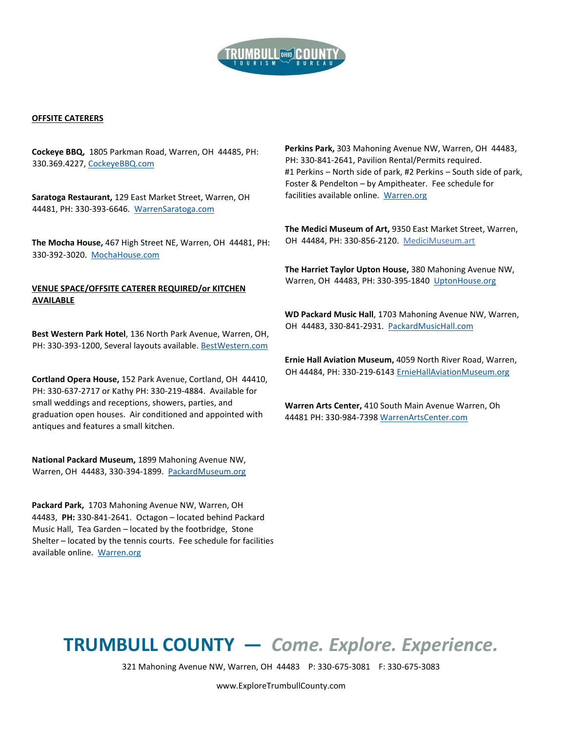**OFFSITE CATERERS**

**Cockeye BBQ,** 1805 Parkman Road, Warren, OH 44485, PH: 330.369.4227, CockeyeBBQ.com

**Saratoga Restaurant,** 129 East Market Street, Warren, OH 44481, PH: 330-393-6646. WarrenSaratoga.com

**The Mocha House,** 467 High Street NE, Warren, OH 44481, PH: 330-392-3020. MochaHouse.com

**VENUE SPACE/OFFSITE CATERER REQUIRED/or KITCHEN AVAILABLE**

**Best Western Park Hotel**, 136 North Park Avenue, Warren, OH, PH: 330-393-1200, Several layouts available. BestWestern.com

**Cortland Opera House,** 152 Park Avenue, Cortland, OH 44410, PH: 330-637-2717 or Kathy PH: 330-219-4884. Available for small weddings and receptions, showers, parties, and graduation open houses. Air conditioned and appointed with antiques and features a small kitchen.

**National Packard Museum,** 1899 Mahoning Avenue NW, Warren, OH 44483, 330-394-1899. PackardMuseum.org

**Packard Park,** 1703 Mahoning Avenue NW, Warren, OH 44483, **PH:** 330-841-2641. Octagon – located behind Packard Music Hall, Tea Garden – located by the footbridge, Stone Shelter – located by the tennis courts. Fee schedule for facilities available online. Warren.org

**Perkins Park,** 303 Mahoning Avenue NW, Warren, OH 44483, PH: 330-841-2641, Pavilion Rental/Permits required. #1 Perkins – North side of park, #2 Perkins – South side of park, Foster & Pendelton – by Ampitheater. Fee schedule for facilities available online. Warren.org

**The Medici Museum of Art,** 9350 East Market Street, Warren, OH 44484, PH: 330-856-2120. MediciMuseum.art

**The Harriet Taylor Upton House,** 380 Mahoning Avenue NW, Warren, OH 44483, PH: 330-395-1840 UptonHouse.org

**WD Packard Music Hall**, 1703 Mahoning Avenue NW, Warren, OH 44483, 330-841-2931. PackardMusicHall.com

**Ernie Hall Aviation Museum,** 4059 North River Road, Warren, OH 44484, PH: 330-219-6143 ErnieHallAviationMuseum.org

**Warren Arts Center,** 410 South Main Avenue Warren, Oh 44481 PH: 330-984-7398 WarrenArtsCenter.com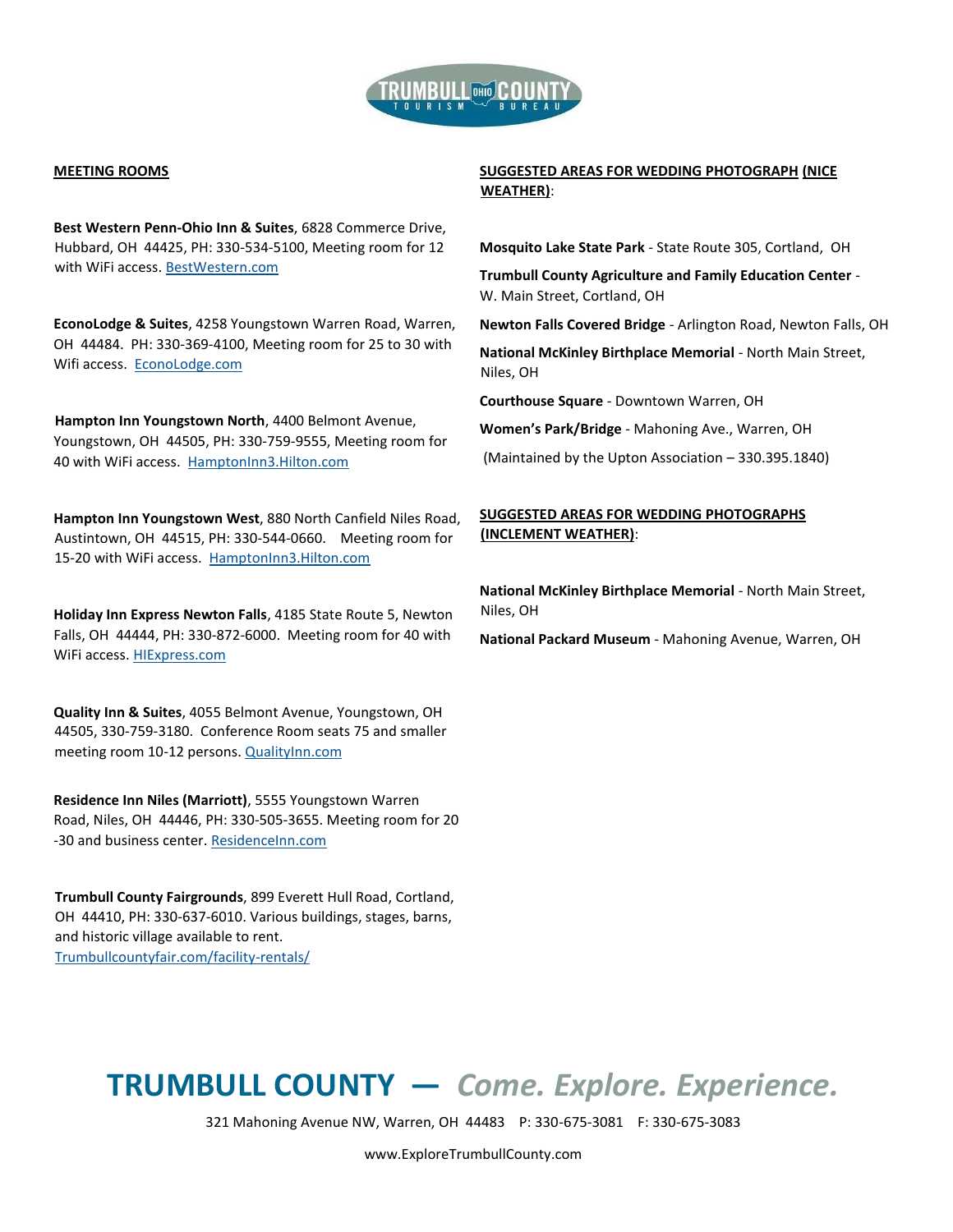## MEETING ROOMS

**Best Western Penn-Ohio Inn & Suites**, 6828 Commerce Drive, Hubbard, OH 44425, PH: 330-534-5100, Meeting room for 12 with WiFi access. BestWestern.com

**EconoLodge & Suites**, 4258 Youngstown Warren Road, Warren, OH 44484. PH: 330-369-4100, Meeting room for 25 to 30 with Wifi access. EconoLodge.com

**Hampton Inn Youngstown North**, 4400 Belmont Avenue, Youngstown, OH 44505, PH: 330-759-9555, Meeting room for 40 with WiFi access. HamptonInn3.Hilton.com

**Hampton Inn Youngstown West**, 880 North Canfield Niles Road, Austintown, OH 44515, PH: 330-544-0660. Meeting room for 15-20 with WiFi access. HamptonInn3.Hilton.com

**Holiday Inn Express Newton Falls**, 4185 State Route 5, Newton Falls, OH 44444, PH: 330-872-6000. Meeting room for 40 with WiFi access. HIExpress.com

**Quality Inn & Suites**, 4055 Belmont Avenue, Youngstown, OH 44505, 330-759-3180. Conference Room seats 75 and smaller meeting room 10-12 persons. QualityInn.com

**Residence Inn Niles (Marriott)**, 5555 Youngstown Warren Road, Niles, OH 44446, PH: 330-505-3655. Meeting room for 20 -30 and business center. ResidenceInn.com

**Trumbull County Fairgrounds**, 899 Everett Hull Road, Cortland, OH 44410, PH: 330-637-6010. Various buildings, stages, barns, and historic village available to rent. Trumbullcountyfair.com/facility-rentals/

## SUGGESTED AREAS FOR WEDDING PHOTOGRAPH (NICE WEATHER):

**Mosquito Lake State Park** - State Route 305, Cortland, OH

**Trumbull County Agriculture and Family Education Center** - W. Main Street, Cortland, OH

**Newton Falls Covered Bridge** - Arlington Road, Newton Falls, OH

**National McKinley Birthplace Memorial** - North Main Street, Niles, OH

**Courthouse Square** - Downtown Warren, OH

**Women's Park/Bridge** - Mahoning Ave., Warren, OH

(Maintained by the Upton Association – 330.395.1840)

## SUGGESTED AREAS FOR WEDDING PHOTOGRAPHS (INCLEMENT WEATHER):

**National McKinley Birthplace Memorial** - North Main Street, Niles, OH

**National Packard Museum** - Mahoning Avenue, Warren, OH